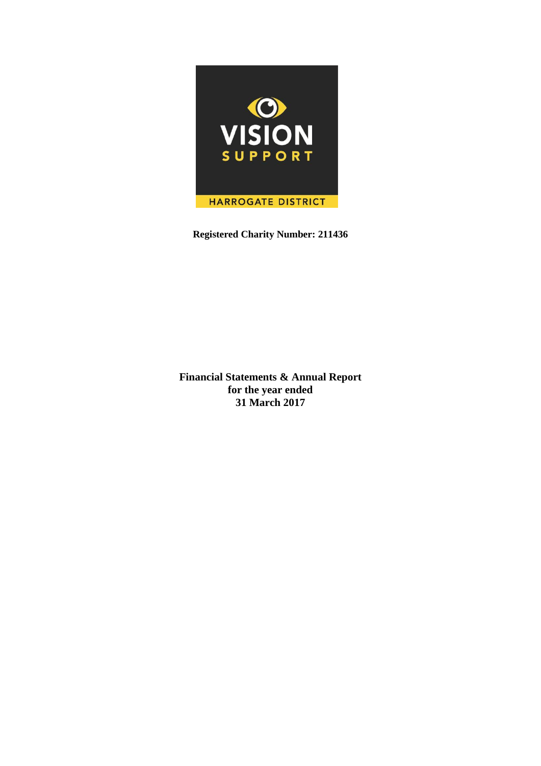VISION SUPPORT

HARROGATE DISTRICT

**Registered Charity Number: 211436**

**Financial Statements & Annual Report**
**for the year ended**
**31 March 2017**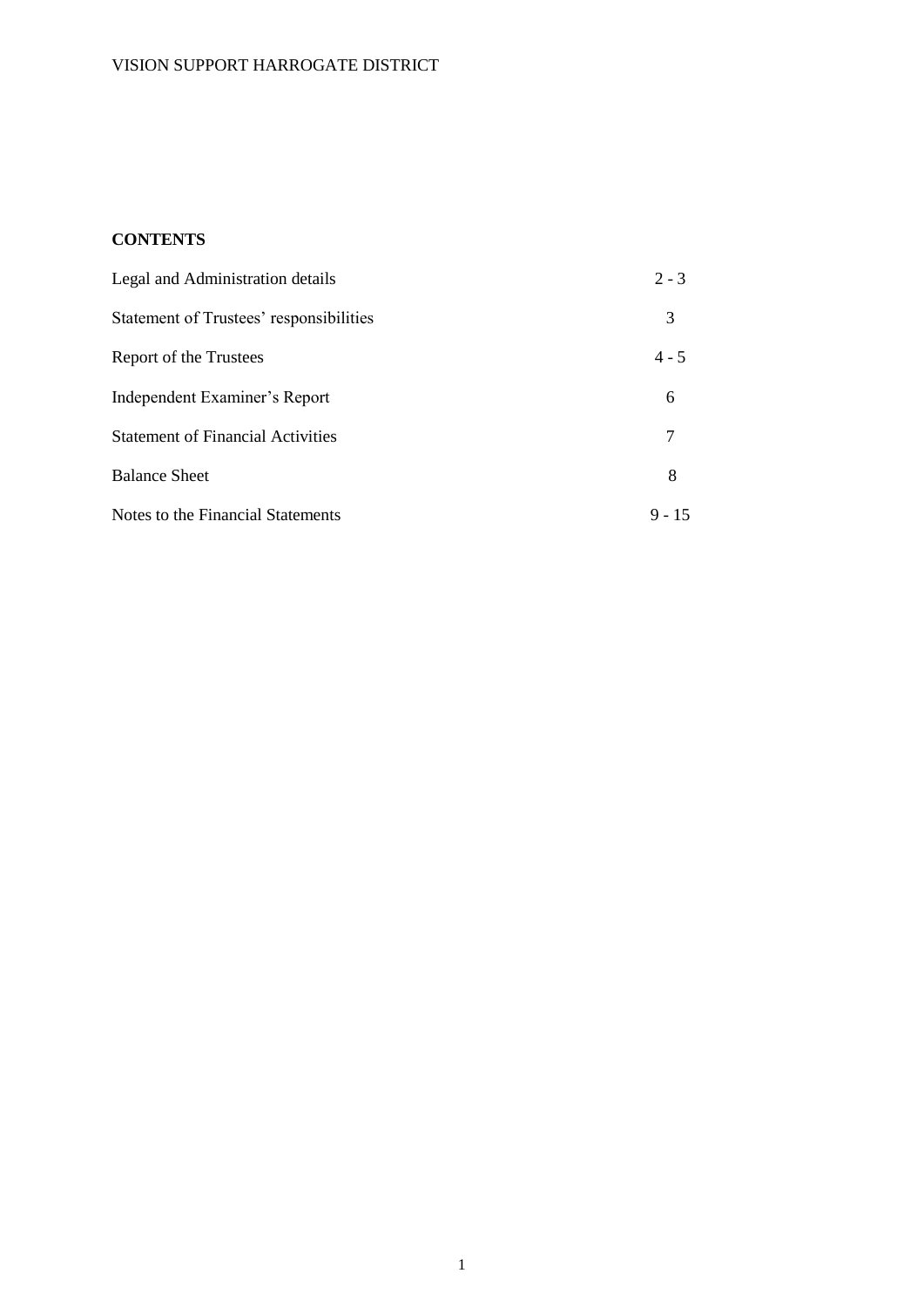VISION SUPPORT HARROGATE DISTRICT

**CONTENTS**

| | |
|---|---|
| Legal and Administration details | 2 - 3 |
| Statement of Trustees' responsibilities | 3 |
| Report of the Trustees | 4 - 5 |
| Independent Examiner's Report | 6 |
| Statement of Financial Activities | 7 |
| Balance Sheet | 8 |
| Notes to the Financial Statements | 9 - 15 |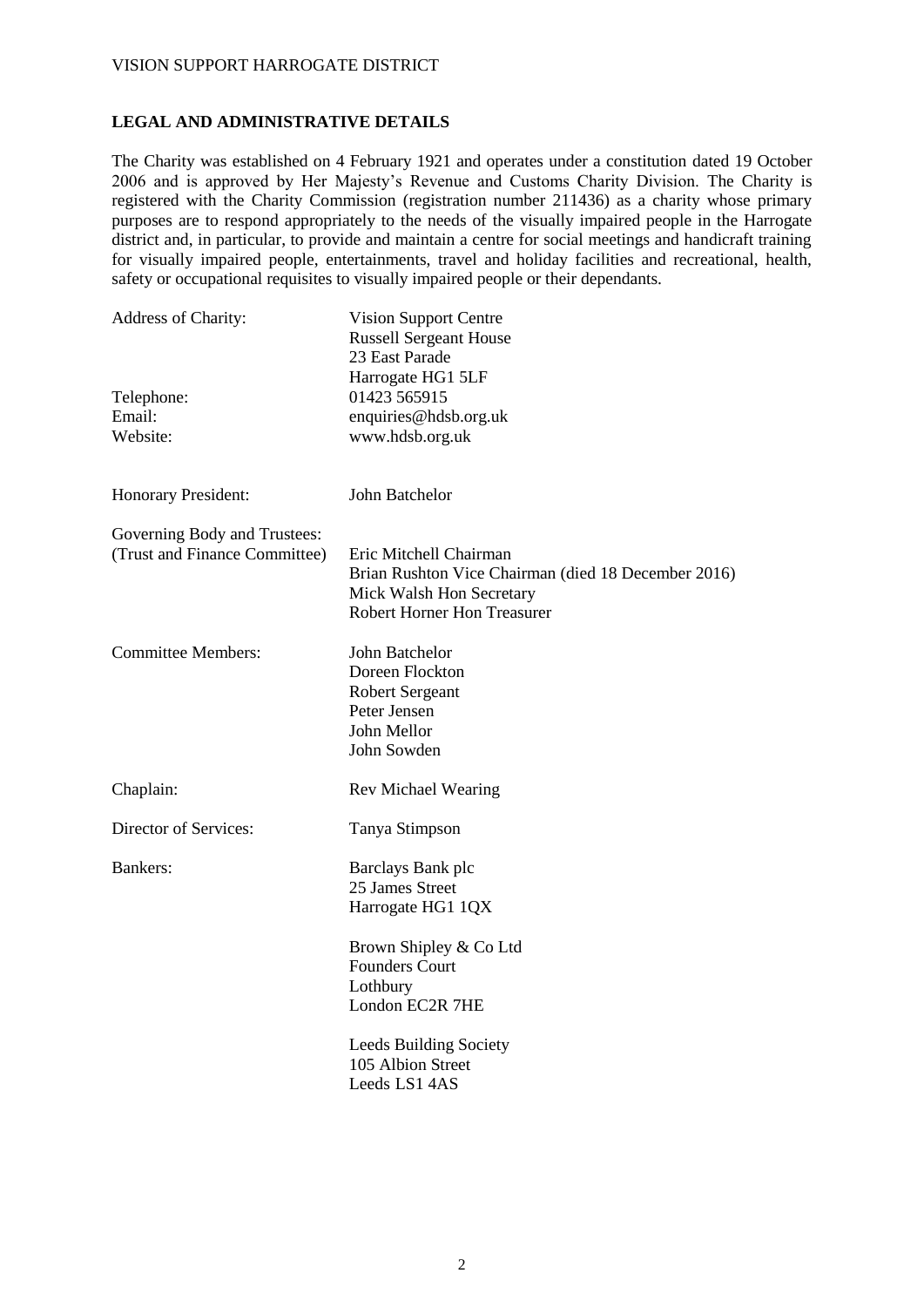## LEGAL AND ADMINISTRATIVE DETAILS

The Charity was established on 4 February 1921 and operates under a constitution dated 19 October 2006 and is approved by Her Majesty's Revenue and Customs Charity Division. The Charity is registered with the Charity Commission (registration number 211436) as a charity whose primary purposes are to respond appropriately to the needs of the visually impaired people in the Harrogate district and, in particular, to provide and maintain a centre for social meetings and handicraft training for visually impaired people, entertainments, travel and holiday facilities and recreational, health, safety or occupational requisites to visually impaired people or their dependants.

| | |
|---|---|
| Address of Charity: | Vision Support Centre<br>Russell Sergeant House<br>23 East Parade<br>Harrogate HG1 5LF |
| Telephone: | 01423 565915 |
| Email: | enquiries@hdsb.org.uk |
| Website: | www.hdsb.org.uk |
| Honorary President: | John Batchelor |
| Governing Body and Trustees:<br>(Trust and Finance Committee) | Eric Mitchell Chairman<br>Brian Rushton Vice Chairman (died 18 December 2016)<br>Mick Walsh Hon Secretary<br>Robert Horner Hon Treasurer |
| Committee Members: | John Batchelor<br>Doreen Flockton<br>Robert Sergeant<br>Peter Jensen<br>John Mellor<br>John Sowden |
| Chaplain: | Rev Michael Wearing |
| Director of Services: | Tanya Stimpson |
| Bankers: | Barclays Bank plc<br>25 James Street<br>Harrogate HG1 1QX<br><br>Brown Shipley & Co Ltd<br>Founders Court<br>Lothbury<br>London EC2R 7HE<br><br>Leeds Building Society<br>105 Albion Street<br>Leeds LS1 4AS |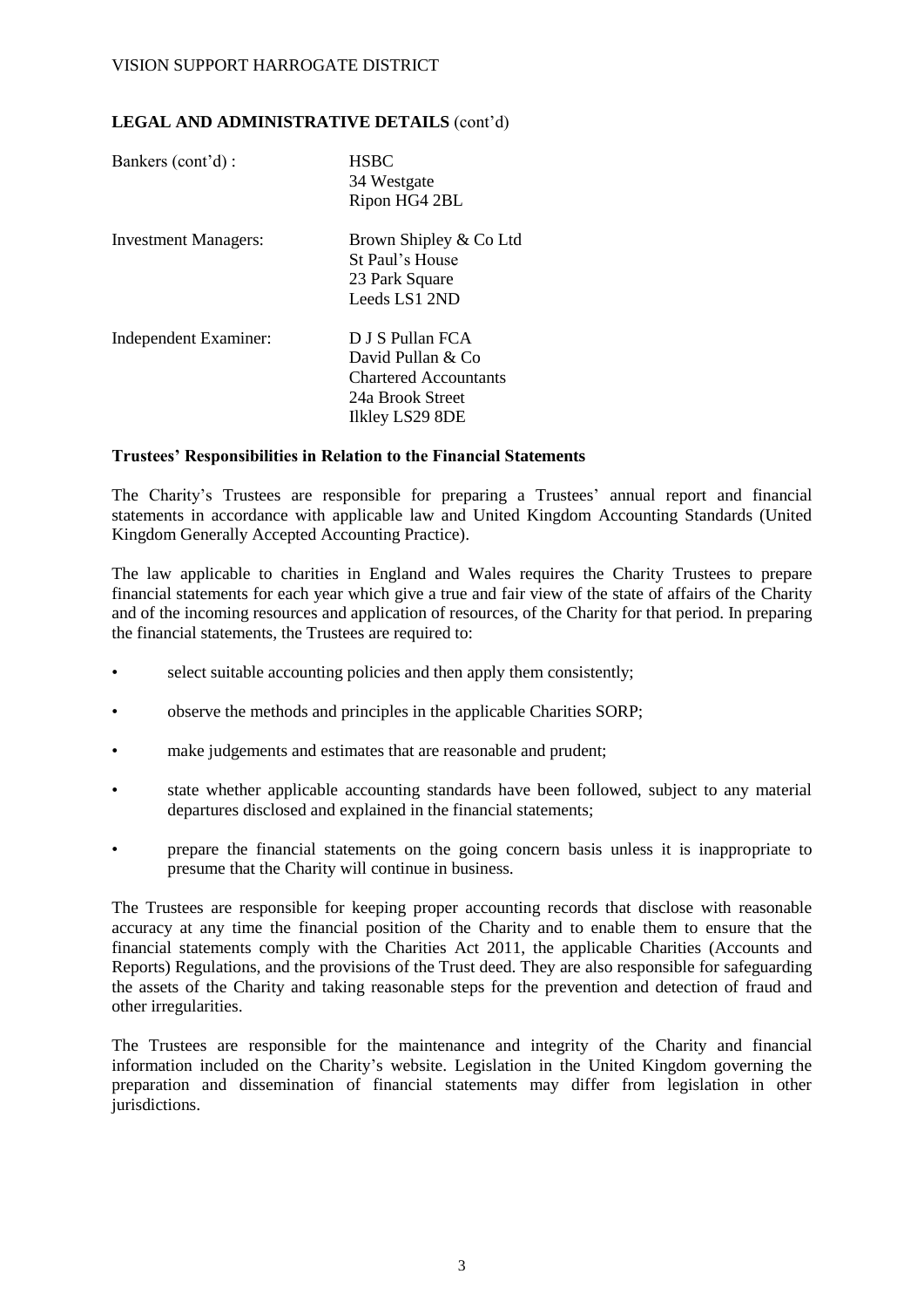## LEGAL AND ADMINISTRATIVE DETAILS (cont'd)

| | |
|---|---|
| Bankers (cont'd) : | HSBC<br>34 Westgate<br>Ripon HG4 2BL |
| Investment Managers: | Brown Shipley & Co Ltd<br>St Paul's House<br>23 Park Square<br>Leeds LS1 2ND |
| Independent Examiner: | D J S Pullan FCA<br>David Pullan & Co<br>Chartered Accountants<br>24a Brook Street<br>Ilkley LS29 8DE |

### Trustees' Responsibilities in Relation to the Financial Statements

The Charity's Trustees are responsible for preparing a Trustees' annual report and financial statements in accordance with applicable law and United Kingdom Accounting Standards (United Kingdom Generally Accepted Accounting Practice).

The law applicable to charities in England and Wales requires the Charity Trustees to prepare financial statements for each year which give a true and fair view of the state of affairs of the Charity and of the incoming resources and application of resources, of the Charity for that period. In preparing the financial statements, the Trustees are required to:

- select suitable accounting policies and then apply them consistently;
- observe the methods and principles in the applicable Charities SORP;
- make judgements and estimates that are reasonable and prudent;
- state whether applicable accounting standards have been followed, subject to any material departures disclosed and explained in the financial statements;
- prepare the financial statements on the going concern basis unless it is inappropriate to presume that the Charity will continue in business.

The Trustees are responsible for keeping proper accounting records that disclose with reasonable accuracy at any time the financial position of the Charity and to enable them to ensure that the financial statements comply with the Charities Act 2011, the applicable Charities (Accounts and Reports) Regulations, and the provisions of the Trust deed. They are also responsible for safeguarding the assets of the Charity and taking reasonable steps for the prevention and detection of fraud and other irregularities.

The Trustees are responsible for the maintenance and integrity of the Charity and financial information included on the Charity's website. Legislation in the United Kingdom governing the preparation and dissemination of financial statements may differ from legislation in other jurisdictions.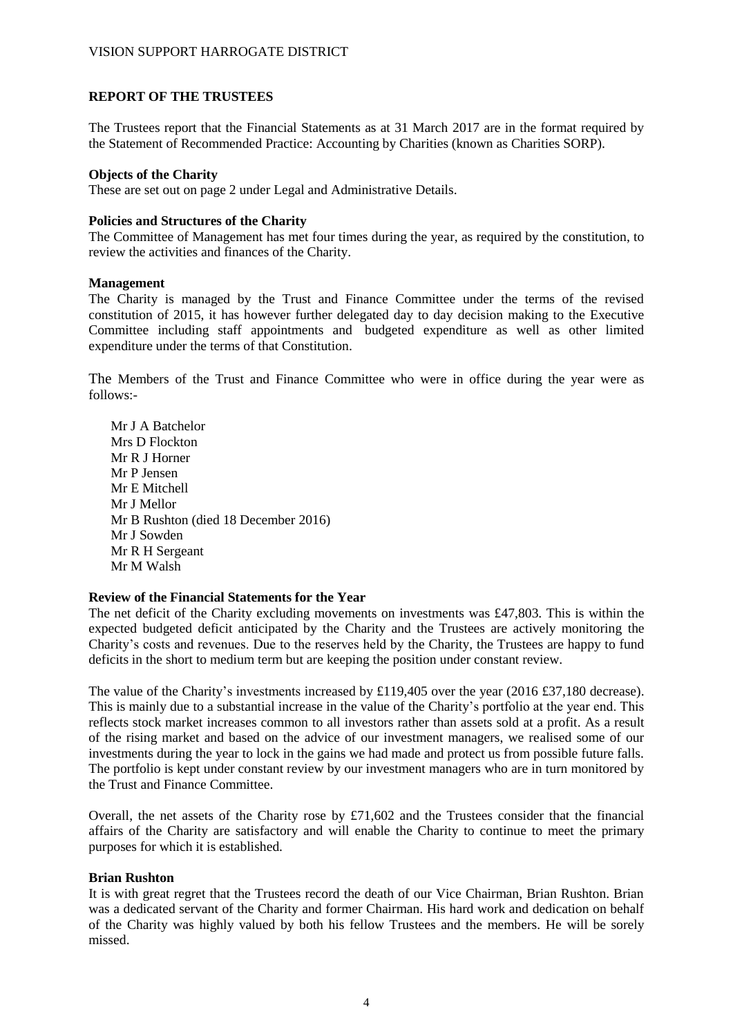## REPORT OF THE TRUSTEES

The Trustees report that the Financial Statements as at 31 March 2017 are in the format required by the Statement of Recommended Practice: Accounting by Charities (known as Charities SORP).

**Objects of the Charity**
These are set out on page 2 under Legal and Administrative Details.

**Policies and Structures of the Charity**
The Committee of Management has met four times during the year, as required by the constitution, to review the activities and finances of the Charity.

**Management**
The Charity is managed by the Trust and Finance Committee under the terms of the revised constitution of 2015, it has however further delegated day to day decision making to the Executive Committee including staff appointments and budgeted expenditure as well as other limited expenditure under the terms of that Constitution.

The Members of the Trust and Finance Committee who were in office during the year were as follows:-

Mr J A Batchelor
Mrs D Flockton
Mr R J Horner
Mr P Jensen
Mr E Mitchell
Mr J Mellor
Mr B Rushton (died 18 December 2016)
Mr J Sowden
Mr R H Sergeant
Mr M Walsh

**Review of the Financial Statements for the Year**
The net deficit of the Charity excluding movements on investments was £47,803. This is within the expected budgeted deficit anticipated by the Charity and the Trustees are actively monitoring the Charity's costs and revenues. Due to the reserves held by the Charity, the Trustees are happy to fund deficits in the short to medium term but are keeping the position under constant review.

The value of the Charity's investments increased by £119,405 over the year (2016 £37,180 decrease). This is mainly due to a substantial increase in the value of the Charity's portfolio at the year end. This reflects stock market increases common to all investors rather than assets sold at a profit. As a result of the rising market and based on the advice of our investment managers, we realised some of our investments during the year to lock in the gains we had made and protect us from possible future falls. The portfolio is kept under constant review by our investment managers who are in turn monitored by the Trust and Finance Committee.

Overall, the net assets of the Charity rose by £71,602 and the Trustees consider that the financial affairs of the Charity are satisfactory and will enable the Charity to continue to meet the primary purposes for which it is established.

**Brian Rushton**
It is with great regret that the Trustees record the death of our Vice Chairman, Brian Rushton. Brian was a dedicated servant of the Charity and former Chairman. His hard work and dedication on behalf of the Charity was highly valued by both his fellow Trustees and the members. He will be sorely missed.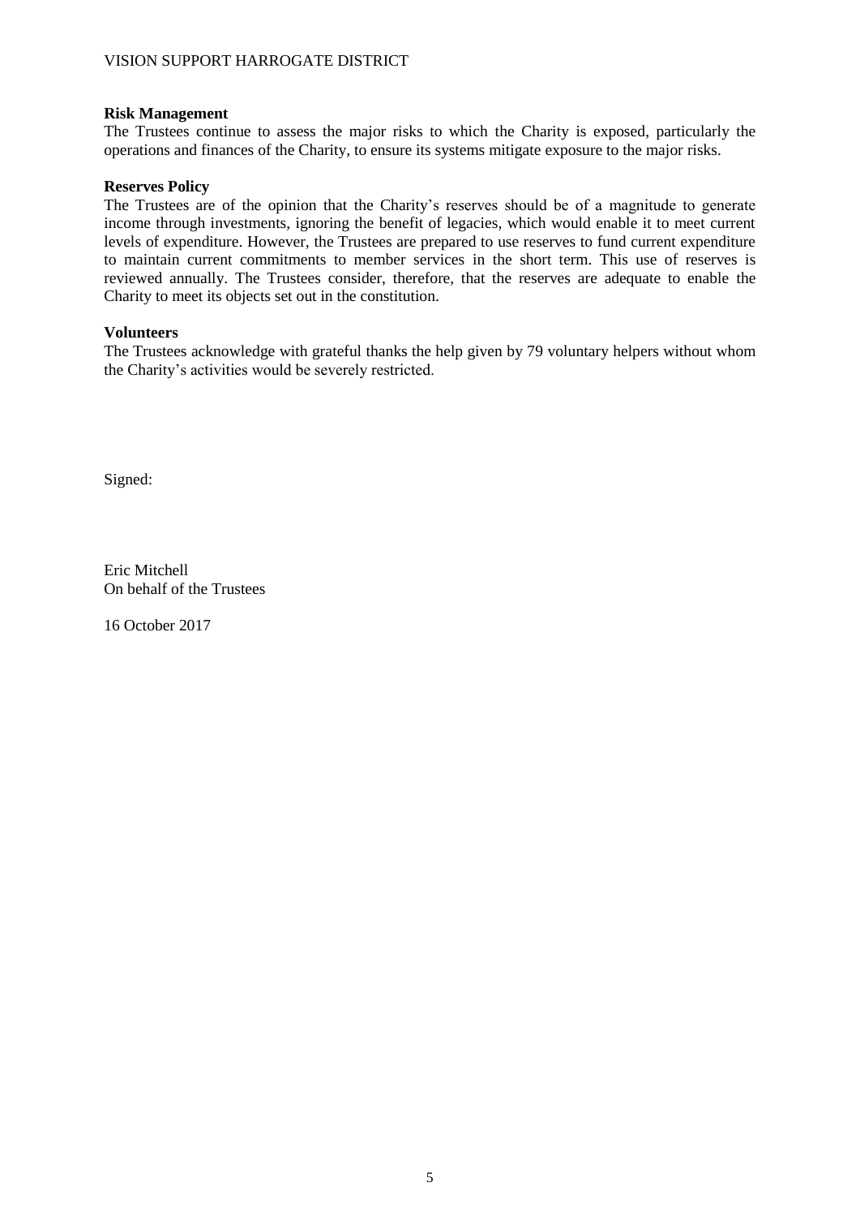**Risk Management**

The Trustees continue to assess the major risks to which the Charity is exposed, particularly the operations and finances of the Charity, to ensure its systems mitigate exposure to the major risks.

**Reserves Policy**

The Trustees are of the opinion that the Charity's reserves should be of a magnitude to generate income through investments, ignoring the benefit of legacies, which would enable it to meet current levels of expenditure. However, the Trustees are prepared to use reserves to fund current expenditure to maintain current commitments to member services in the short term. This use of reserves is reviewed annually. The Trustees consider, therefore, that the reserves are adequate to enable the Charity to meet its objects set out in the constitution.

**Volunteers**

The Trustees acknowledge with grateful thanks the help given by 79 voluntary helpers without whom the Charity's activities would be severely restricted.

Signed:

Eric Mitchell
On behalf of the Trustees

16 October 2017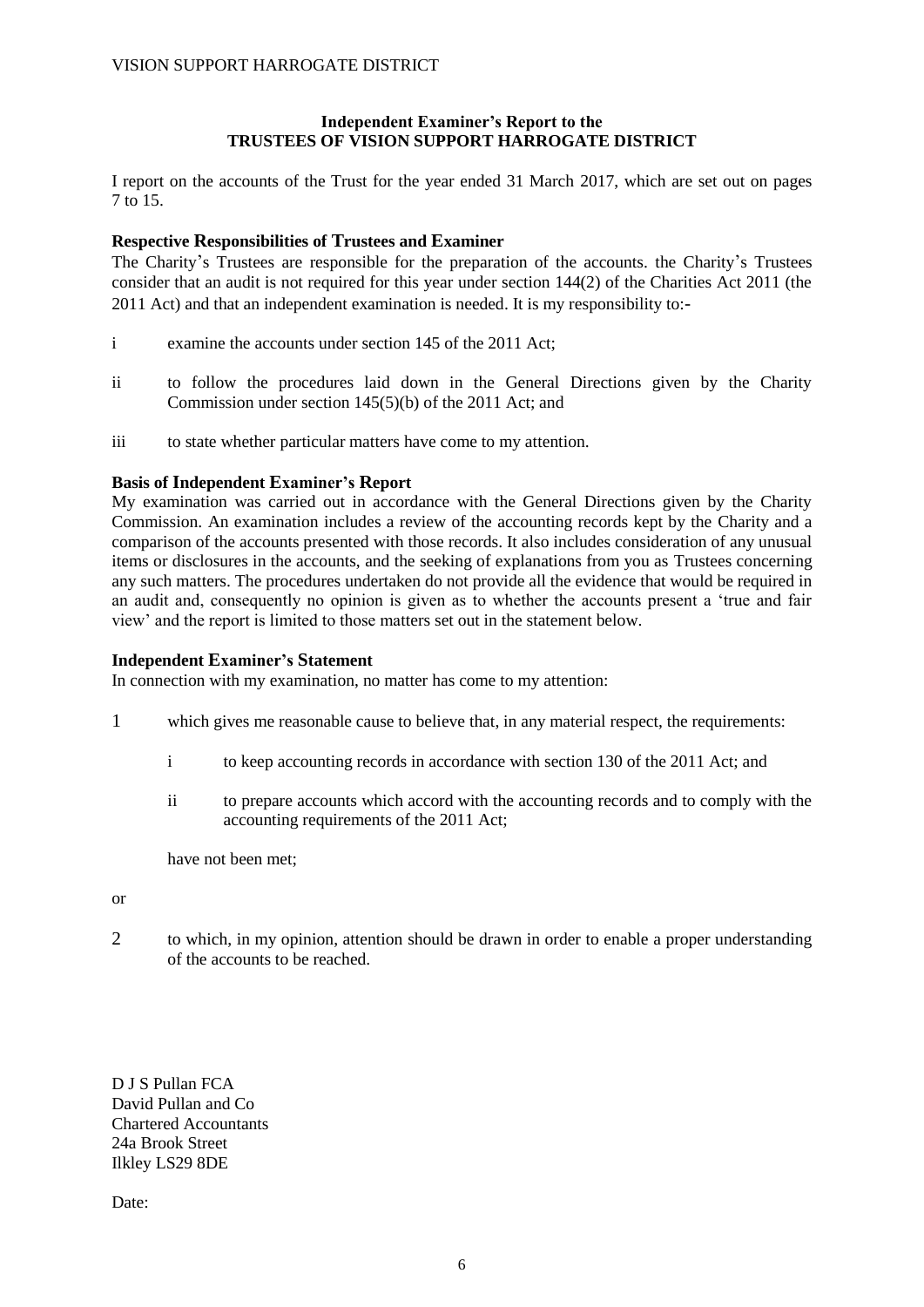## Independent Examiner's Report to the TRUSTEES OF VISION SUPPORT HARROGATE DISTRICT

I report on the accounts of the Trust for the year ended 31 March 2017, which are set out on pages 7 to 15.

### Respective Responsibilities of Trustees and Examiner

The Charity's Trustees are responsible for the preparation of the accounts. the Charity's Trustees consider that an audit is not required for this year under section 144(2) of the Charities Act 2011 (the 2011 Act) and that an independent examination is needed. It is my responsibility to:-

i examine the accounts under section 145 of the 2011 Act;

ii to follow the procedures laid down in the General Directions given by the Charity Commission under section 145(5)(b) of the 2011 Act; and

iii to state whether particular matters have come to my attention.

### Basis of Independent Examiner's Report

My examination was carried out in accordance with the General Directions given by the Charity Commission. An examination includes a review of the accounting records kept by the Charity and a comparison of the accounts presented with those records. It also includes consideration of any unusual items or disclosures in the accounts, and the seeking of explanations from you as Trustees concerning any such matters. The procedures undertaken do not provide all the evidence that would be required in an audit and, consequently no opinion is given as to whether the accounts present a 'true and fair view' and the report is limited to those matters set out in the statement below.

### Independent Examiner's Statement

In connection with my examination, no matter has come to my attention:

1 which gives me reasonable cause to believe that, in any material respect, the requirements:

  i to keep accounting records in accordance with section 130 of the 2011 Act; and

  ii to prepare accounts which accord with the accounting records and to comply with the accounting requirements of the 2011 Act;

  have not been met;

or

2 to which, in my opinion, attention should be drawn in order to enable a proper understanding of the accounts to be reached.

D J S Pullan FCA
David Pullan and Co
Chartered Accountants
24a Brook Street
Ilkley LS29 8DE

Date: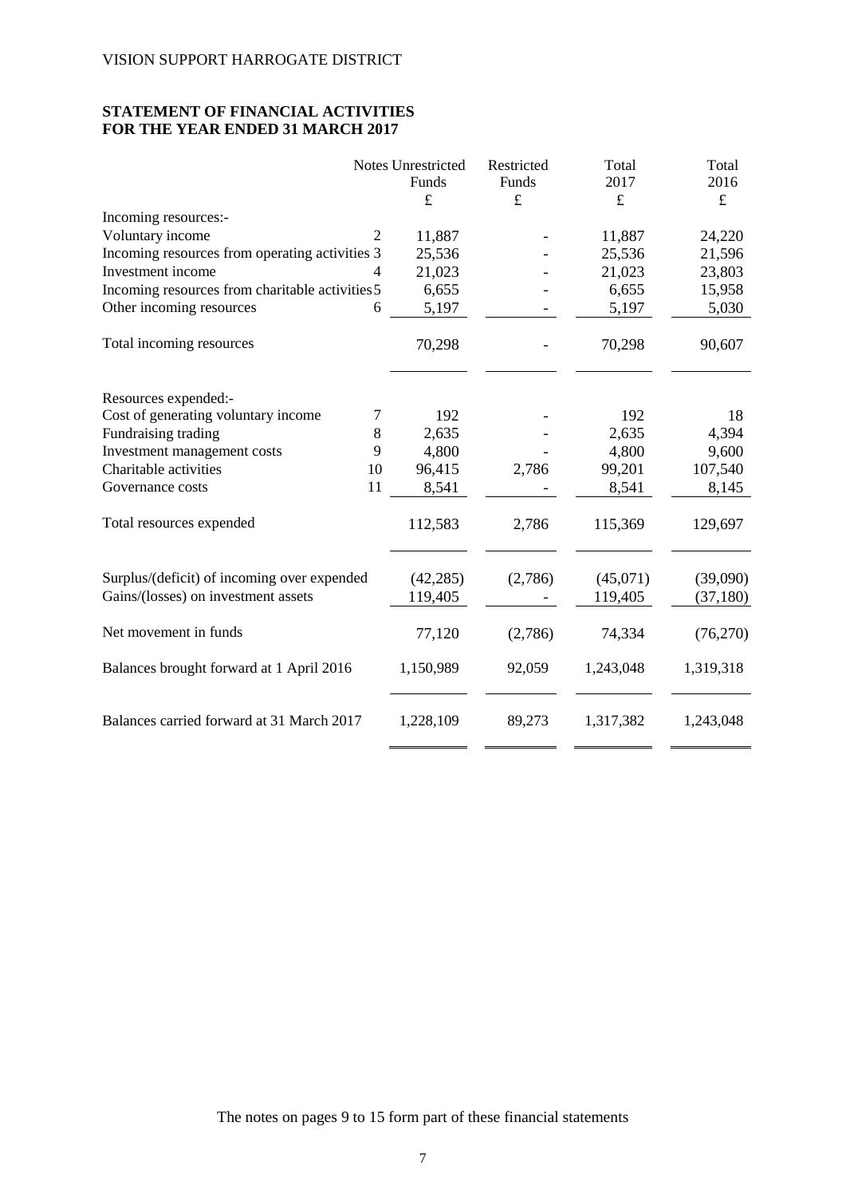VISION SUPPORT HARROGATE DISTRICT

## STATEMENT OF FINANCIAL ACTIVITIES
## FOR THE YEAR ENDED 31 MARCH 2017

| | Notes | Unrestricted Funds £ | Restricted Funds £ | Total 2017 £ | Total 2016 £ |
|---|---|---|---|---|---|
| Incoming resources:- | | | | | |
| Voluntary income | 2 | 11,887 | - | 11,887 | 24,220 |
| Incoming resources from operating activities | 3 | 25,536 | - | 25,536 | 21,596 |
| Investment income | 4 | 21,023 | - | 21,023 | 23,803 |
| Incoming resources from charitable activities | 5 | 6,655 | - | 6,655 | 15,958 |
| Other incoming resources | 6 | 5,197 | - | 5,197 | 5,030 |
| Total incoming resources | | 70,298 | - | 70,298 | 90,607 |
| Resources expended:- | | | | | |
| Cost of generating voluntary income | 7 | 192 | - | 192 | 18 |
| Fundraising trading | 8 | 2,635 | - | 2,635 | 4,394 |
| Investment management costs | 9 | 4,800 | - | 4,800 | 9,600 |
| Charitable activities | 10 | 96,415 | 2,786 | 99,201 | 107,540 |
| Governance costs | 11 | 8,541 | - | 8,541 | 8,145 |
| Total resources expended | | 112,583 | 2,786 | 115,369 | 129,697 |
| Surplus/(deficit) of incoming over expended | | (42,285) | (2,786) | (45,071) | (39,090) |
| Gains/(losses) on investment assets | | 119,405 | - | 119,405 | (37,180) |
| Net movement in funds | | 77,120 | (2,786) | 74,334 | (76,270) |
| Balances brought forward at 1 April 2016 | | 1,150,989 | 92,059 | 1,243,048 | 1,319,318 |
| Balances carried forward at 31 March 2017 | | 1,228,109 | 89,273 | 1,317,382 | 1,243,048 |

The notes on pages 9 to 15 form part of these financial statements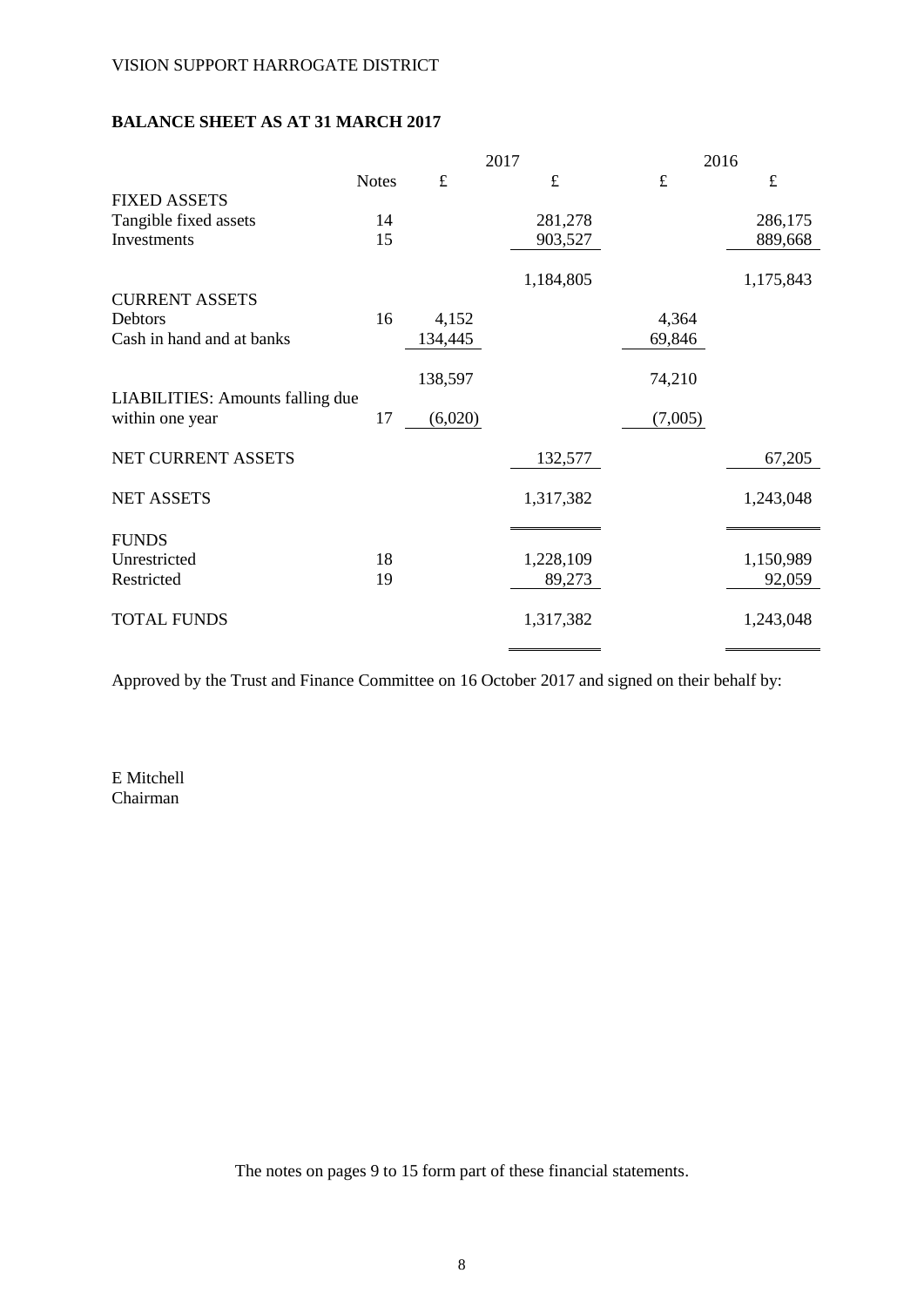VISION SUPPORT HARROGATE DISTRICT

## BALANCE SHEET AS AT 31 MARCH 2017

| | | 2017 | | 2016 | |
|---|---|---|---|---|---|
| | Notes | £ | £ | £ | £ |
| **FIXED ASSETS** | | | | | |
| Tangible fixed assets | 14 | | 281,278 | | 286,175 |
| Investments | 15 | | 903,527 | | 889,668 |
| | | | 1,184,805 | | 1,175,843 |
| **CURRENT ASSETS** | | | | | |
| Debtors | 16 | 4,152 | | 4,364 | |
| Cash in hand and at banks | | 134,445 | | 69,846 | |
| | | 138,597 | | 74,210 | |
| LIABILITIES: Amounts falling due within one year | 17 | (6,020) | | (7,005) | |
| NET CURRENT ASSETS | | | 132,577 | | 67,205 |
| NET ASSETS | | | 1,317,382 | | 1,243,048 |
| **FUNDS** | | | | | |
| Unrestricted | 18 | | 1,228,109 | | 1,150,989 |
| Restricted | 19 | | 89,273 | | 92,059 |
| TOTAL FUNDS | | | 1,317,382 | | 1,243,048 |

Approved by the Trust and Finance Committee on 16 October 2017 and signed on their behalf by:

E Mitchell
Chairman

The notes on pages 9 to 15 form part of these financial statements.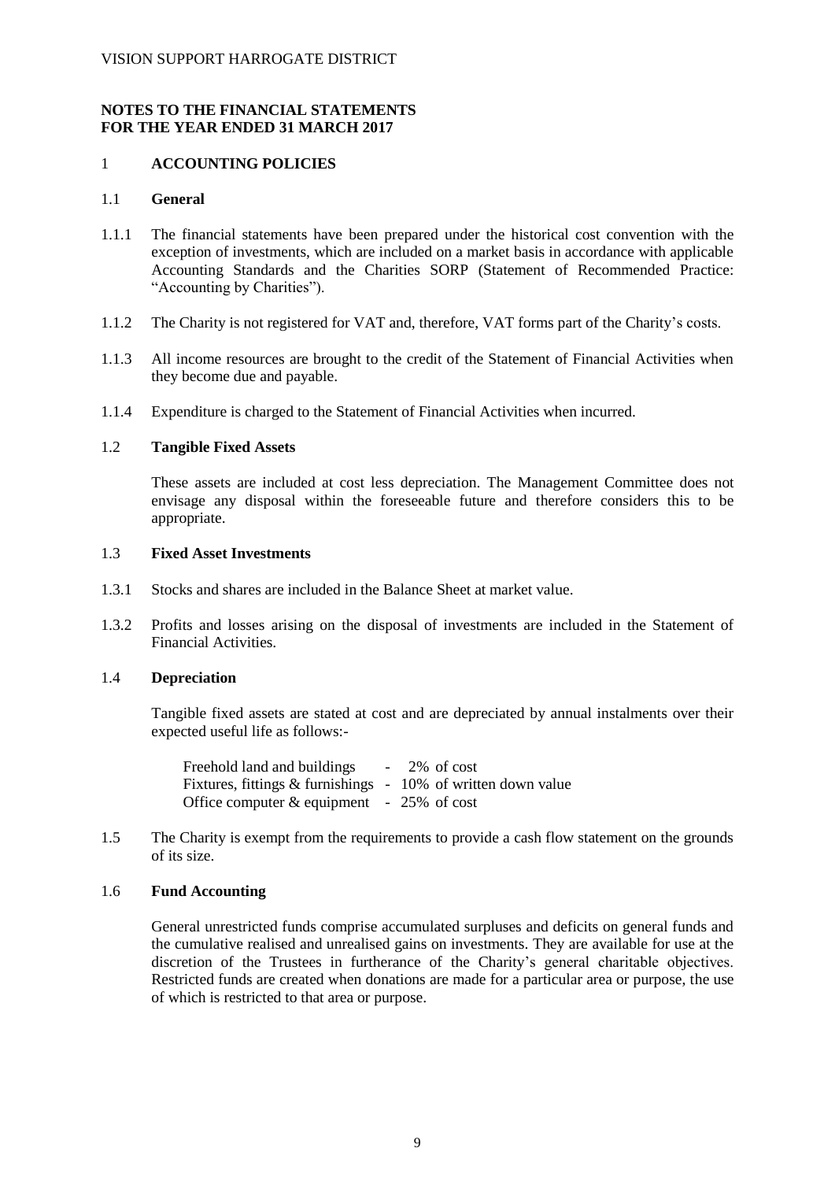VISION SUPPORT HARROGATE DISTRICT

**NOTES TO THE FINANCIAL STATEMENTS**
**FOR THE YEAR ENDED 31 MARCH 2017**

## 1 ACCOUNTING POLICIES

### 1.1 General

1.1.1 The financial statements have been prepared under the historical cost convention with the exception of investments, which are included on a market basis in accordance with applicable Accounting Standards and the Charities SORP (Statement of Recommended Practice: "Accounting by Charities").

1.1.2 The Charity is not registered for VAT and, therefore, VAT forms part of the Charity's costs.

1.1.3 All income resources are brought to the credit of the Statement of Financial Activities when they become due and payable.

1.1.4 Expenditure is charged to the Statement of Financial Activities when incurred.

### 1.2 Tangible Fixed Assets

These assets are included at cost less depreciation. The Management Committee does not envisage any disposal within the foreseeable future and therefore considers this to be appropriate.

### 1.3 Fixed Asset Investments

1.3.1 Stocks and shares are included in the Balance Sheet at market value.

1.3.2 Profits and losses arising on the disposal of investments are included in the Statement of Financial Activities.

### 1.4 Depreciation

Tangible fixed assets are stated at cost and are depreciated by annual instalments over their expected useful life as follows:-

| | | |
|---|---|---|
| Freehold land and buildings | - | 2% of cost |
| Fixtures, fittings & furnishings | - | 10% of written down value |
| Office computer & equipment | - | 25% of cost |

1.5 The Charity is exempt from the requirements to provide a cash flow statement on the grounds of its size.

### 1.6 Fund Accounting

General unrestricted funds comprise accumulated surpluses and deficits on general funds and the cumulative realised and unrealised gains on investments. They are available for use at the discretion of the Trustees in furtherance of the Charity's general charitable objectives. Restricted funds are created when donations are made for a particular area or purpose, the use of which is restricted to that area or purpose.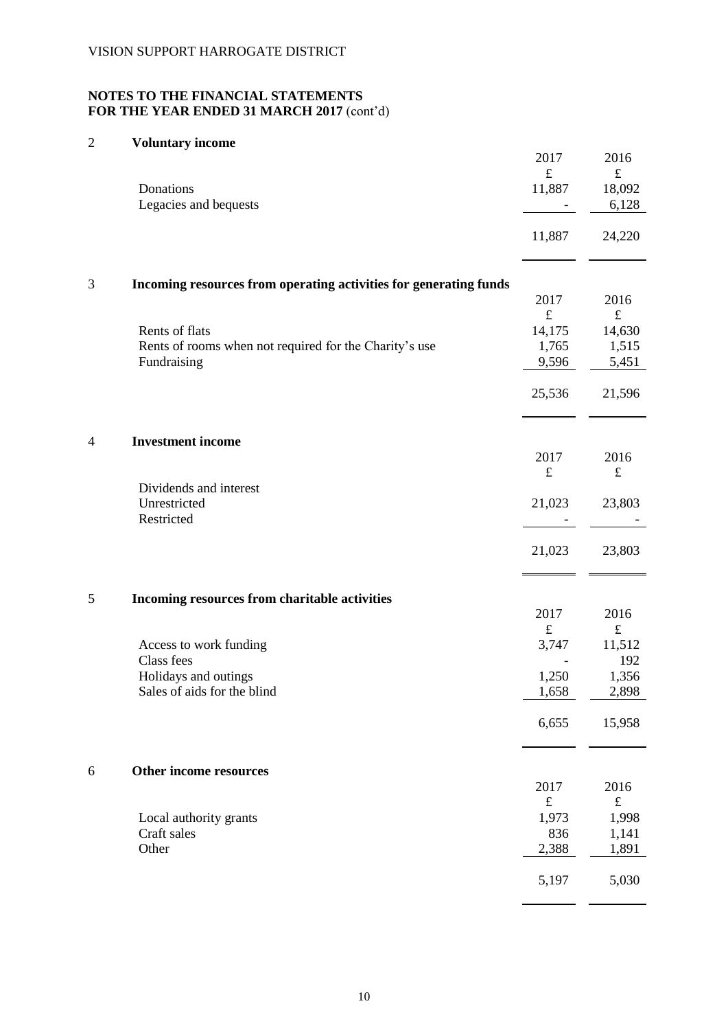VISION SUPPORT HARROGATE DISTRICT

**NOTES TO THE FINANCIAL STATEMENTS**
**FOR THE YEAR ENDED 31 MARCH 2017** (cont'd)

## 2 Voluntary income

| | 2017 | 2016 |
|---|---|---|
| | £ | £ |
| Donations | 11,887 | 18,092 |
| Legacies and bequests | - | 6,128 |
| | 11,887 | 24,220 |

## 3 Incoming resources from operating activities for generating funds

| | 2017 | 2016 |
|---|---|---|
| | £ | £ |
| Rents of flats | 14,175 | 14,630 |
| Rents of rooms when not required for the Charity's use | 1,765 | 1,515 |
| Fundraising | 9,596 | 5,451 |
| | 25,536 | 21,596 |

## 4 Investment income

| | 2017 | 2016 |
|---|---|---|
| | £ | £ |
| Dividends and interest | | |
| Unrestricted | 21,023 | 23,803 |
| Restricted | - | - |
| | 21,023 | 23,803 |

## 5 Incoming resources from charitable activities

| | 2017 | 2016 |
|---|---|---|
| | £ | £ |
| Access to work funding | 3,747 | 11,512 |
| Class fees | - | 192 |
| Holidays and outings | 1,250 | 1,356 |
| Sales of aids for the blind | 1,658 | 2,898 |
| | 6,655 | 15,958 |

## 6 Other income resources

| | 2017 | 2016 |
|---|---|---|
| | £ | £ |
| Local authority grants | 1,973 | 1,998 |
| Craft sales | 836 | 1,141 |
| Other | 2,388 | 1,891 |
| | 5,197 | 5,030 |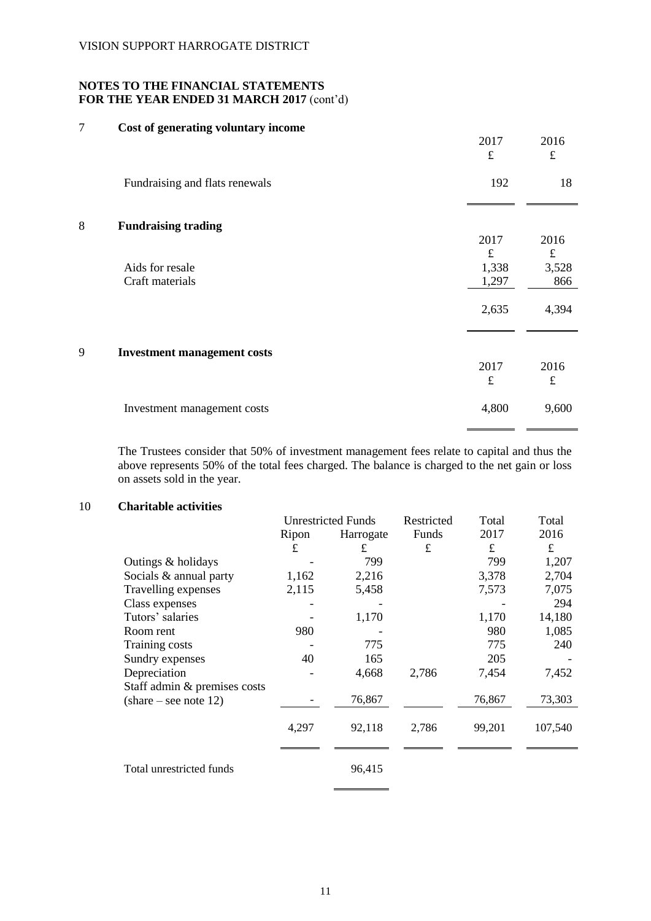VISION SUPPORT HARROGATE DISTRICT

**NOTES TO THE FINANCIAL STATEMENTS**
**FOR THE YEAR ENDED 31 MARCH 2017** (cont'd)

## 7 Cost of generating voluntary income

| | 2017 | 2016 |
|---|---|---|
| | £ | £ |
| Fundraising and flats renewals | 192 | 18 |

## 8 Fundraising trading

| | 2017 | 2016 |
|---|---|---|
| | £ | £ |
| Aids for resale | 1,338 | 3,528 |
| Craft materials | 1,297 | 866 |
| | 2,635 | 4,394 |

## 9 Investment management costs

| | 2017 | 2016 |
|---|---|---|
| | £ | £ |
| Investment management costs | 4,800 | 9,600 |

The Trustees consider that 50% of investment management fees relate to capital and thus the above represents 50% of the total fees charged. The balance is charged to the net gain or loss on assets sold in the year.

## 10 Charitable activities

| | Unrestricted Funds | | Restricted | Total | Total |
|---|---|---|---|---|---|
| | Ripon | Harrogate | Funds | 2017 | 2016 |
| | £ | £ | £ | £ | £ |
| Outings & holidays | - | 799 | | 799 | 1,207 |
| Socials & annual party | 1,162 | 2,216 | | 3,378 | 2,704 |
| Travelling expenses | 2,115 | 5,458 | | 7,573 | 7,075 |
| Class expenses | - | - | | - | 294 |
| Tutors' salaries | - | 1,170 | | 1,170 | 14,180 |
| Room rent | 980 | - | | 980 | 1,085 |
| Training costs | - | 775 | | 775 | 240 |
| Sundry expenses | 40 | 165 | | 205 | - |
| Depreciation | - | 4,668 | 2,786 | 7,454 | 7,452 |
| Staff admin & premises costs (share – see note 12) | - | 76,867 | | 76,867 | 73,303 |
| | 4,297 | 92,118 | 2,786 | 99,201 | 107,540 |
| Total unrestricted funds | | 96,415 | | | |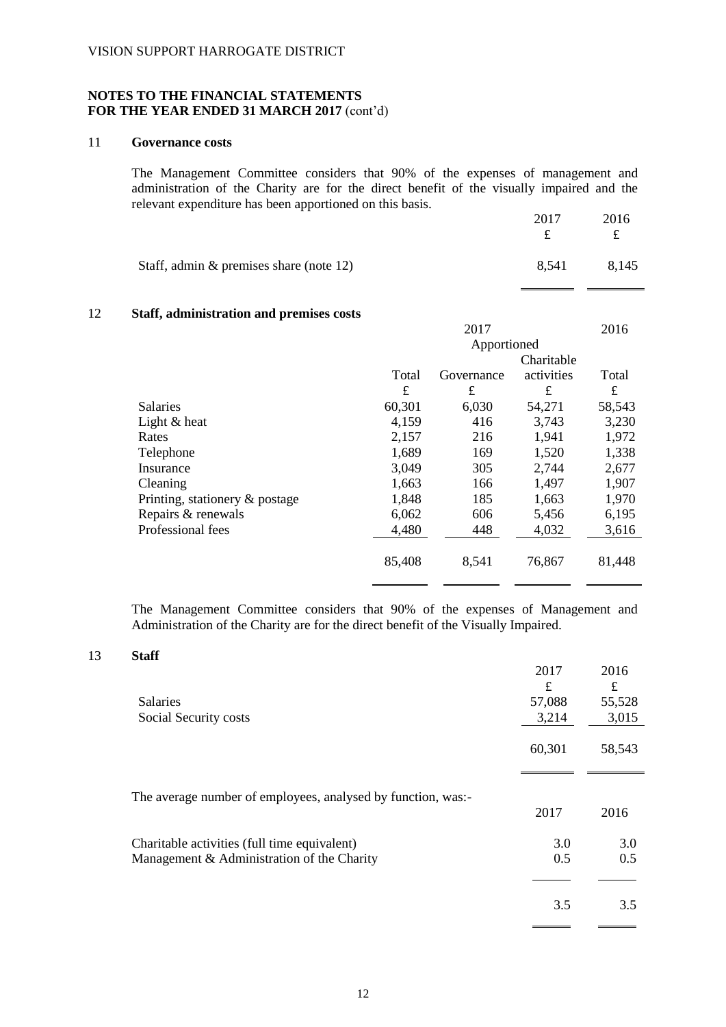VISION SUPPORT HARROGATE DISTRICT

**NOTES TO THE FINANCIAL STATEMENTS**
**FOR THE YEAR ENDED 31 MARCH 2017** (cont'd)

## 11 Governance costs

The Management Committee considers that 90% of the expenses of management and administration of the Charity are for the direct benefit of the visually impaired and the relevant expenditure has been apportioned on this basis.

| | 2017 | 2016 |
|---|---|---|
| | £ | £ |
| Staff, admin & premises share (note 12) | 8,541 | 8,145 |

## 12 Staff, administration and premises costs

| | 2017 | | | 2016 |
|---|---|---|---|---|
| | | Apportioned | | |
| | Total | Governance | Charitable activities | Total |
| | £ | £ | £ | £ |
| Salaries | 60,301 | 6,030 | 54,271 | 58,543 |
| Light & heat | 4,159 | 416 | 3,743 | 3,230 |
| Rates | 2,157 | 216 | 1,941 | 1,972 |
| Telephone | 1,689 | 169 | 1,520 | 1,338 |
| Insurance | 3,049 | 305 | 2,744 | 2,677 |
| Cleaning | 1,663 | 166 | 1,497 | 1,907 |
| Printing, stationery & postage | 1,848 | 185 | 1,663 | 1,970 |
| Repairs & renewals | 6,062 | 606 | 5,456 | 6,195 |
| Professional fees | 4,480 | 448 | 4,032 | 3,616 |
| | 85,408 | 8,541 | 76,867 | 81,448 |

The Management Committee considers that 90% of the expenses of Management and Administration of the Charity are for the direct benefit of the Visually Impaired.

## 13 Staff

| | 2017 | 2016 |
|---|---|---|
| | £ | £ |
| Salaries | 57,088 | 55,528 |
| Social Security costs | 3,214 | 3,015 |
| | 60,301 | 58,543 |

The average number of employees, analysed by function, was:-

| | 2017 | 2016 |
|---|---|---|
| Charitable activities (full time equivalent) | 3.0 | 3.0 |
| Management & Administration of the Charity | 0.5 | 0.5 |
| | 3.5 | 3.5 |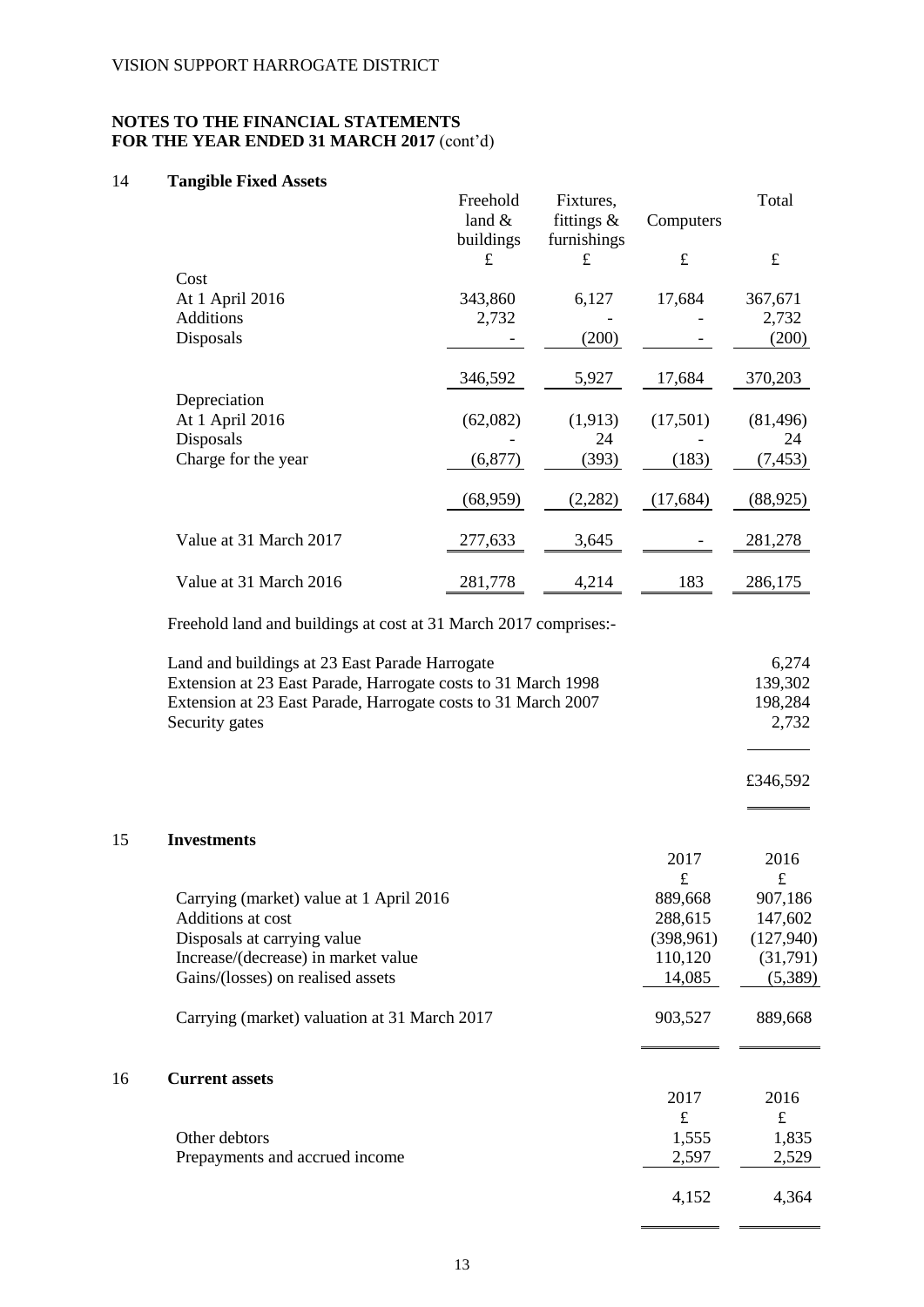VISION SUPPORT HARROGATE DISTRICT

**NOTES TO THE FINANCIAL STATEMENTS**
**FOR THE YEAR ENDED 31 MARCH 2017** (cont'd)

## 14 Tangible Fixed Assets

| | Freehold land & buildings | Fixtures, fittings & furnishings | Computers | Total |
|---|---|---|---|---|
| | £ | £ | £ | £ |
| Cost | | | | |
| At 1 April 2016 | 343,860 | 6,127 | 17,684 | 367,671 |
| Additions | 2,732 | - | - | 2,732 |
| Disposals | - | (200) | - | (200) |
| | 346,592 | 5,927 | 17,684 | 370,203 |
| Depreciation | | | | |
| At 1 April 2016 | (62,082) | (1,913) | (17,501) | (81,496) |
| Disposals | - | 24 | - | 24 |
| Charge for the year | (6,877) | (393) | (183) | (7,453) |
| | (68,959) | (2,282) | (17,684) | (88,925) |
| Value at 31 March 2017 | 277,633 | 3,645 | - | 281,278 |
| Value at 31 March 2016 | 281,778 | 4,214 | 183 | 286,175 |

Freehold land and buildings at cost at 31 March 2017 comprises:-

| | |
|---|---|
| Land and buildings at 23 East Parade Harrogate | 6,274 |
| Extension at 23 East Parade, Harrogate costs to 31 March 1998 | 139,302 |
| Extension at 23 East Parade, Harrogate costs to 31 March 2007 | 198,284 |
| Security gates | 2,732 |
| | £346,592 |

## 15 Investments

| | 2017 | 2016 |
|---|---|---|
| | £ | £ |
| Carrying (market) value at 1 April 2016 | 889,668 | 907,186 |
| Additions at cost | 288,615 | 147,602 |
| Disposals at carrying value | (398,961) | (127,940) |
| Increase/(decrease) in market value | 110,120 | (31,791) |
| Gains/(losses) on realised assets | 14,085 | (5,389) |
| Carrying (market) valuation at 31 March 2017 | 903,527 | 889,668 |

## 16 Current assets

| | 2017 | 2016 |
|---|---|---|
| | £ | £ |
| Other debtors | 1,555 | 1,835 |
| Prepayments and accrued income | 2,597 | 2,529 |
| | 4,152 | 4,364 |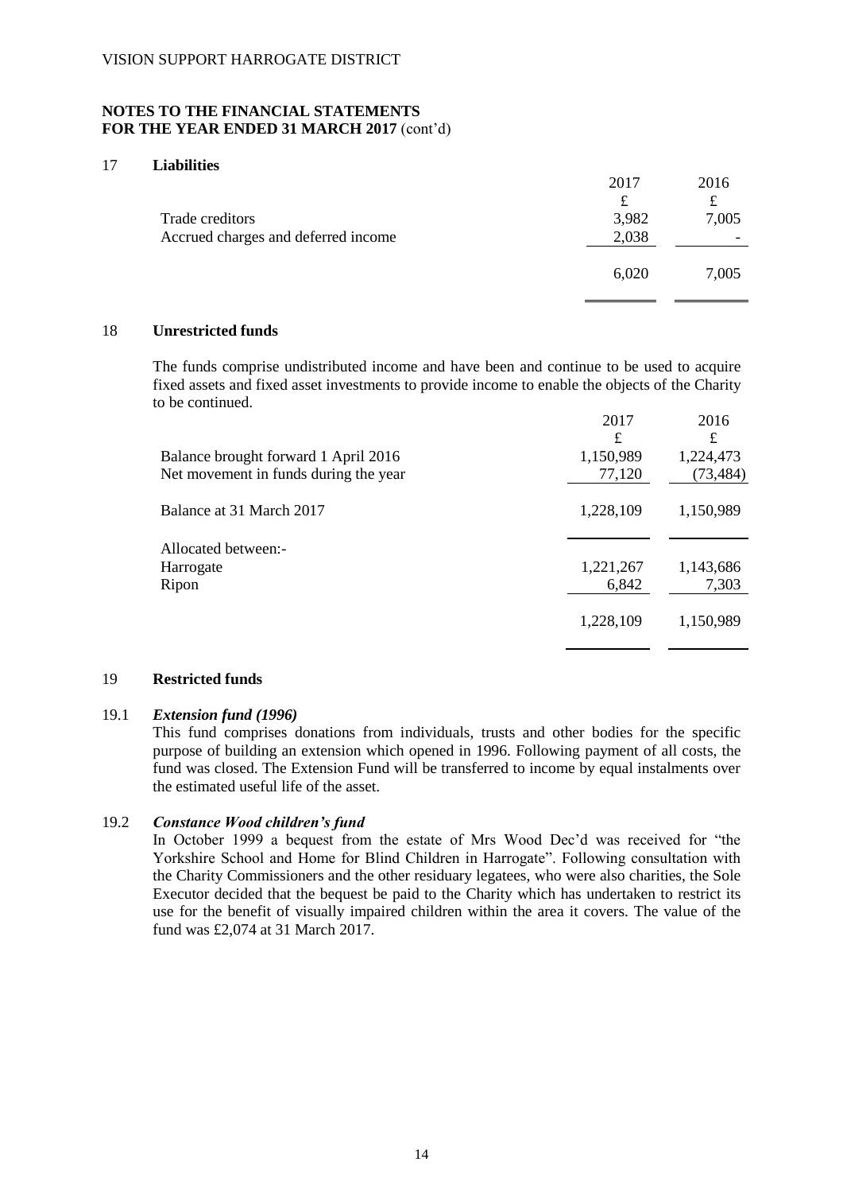VISION SUPPORT HARROGATE DISTRICT

**NOTES TO THE FINANCIAL STATEMENTS**
**FOR THE YEAR ENDED 31 MARCH 2017** (cont'd)

## 17 Liabilities

| | 2017 | 2016 |
|---|---|---|
| | £ | £ |
| Trade creditors | 3,982 | 7,005 |
| Accrued charges and deferred income | 2,038 | - |
| | 6,020 | 7,005 |

## 18 Unrestricted funds

The funds comprise undistributed income and have been and continue to be used to acquire fixed assets and fixed asset investments to provide income to enable the objects of the Charity to be continued.

| | 2017 | 2016 |
|---|---|---|
| | £ | £ |
| Balance brought forward 1 April 2016 | 1,150,989 | 1,224,473 |
| Net movement in funds during the year | 77,120 | (73,484) |
| Balance at 31 March 2017 | 1,228,109 | 1,150,989 |
| Allocated between:- | | |
| Harrogate | 1,221,267 | 1,143,686 |
| Ripon | 6,842 | 7,303 |
| | 1,228,109 | 1,150,989 |

## 19 Restricted funds

### 19.1 *Extension fund (1996)*

This fund comprises donations from individuals, trusts and other bodies for the specific purpose of building an extension which opened in 1996. Following payment of all costs, the fund was closed. The Extension Fund will be transferred to income by equal instalments over the estimated useful life of the asset.

### 19.2 *Constance Wood children's fund*

In October 1999 a bequest from the estate of Mrs Wood Dec'd was received for "the Yorkshire School and Home for Blind Children in Harrogate". Following consultation with the Charity Commissioners and the other residuary legatees, who were also charities, the Sole Executor decided that the bequest be paid to the Charity which has undertaken to restrict its use for the benefit of visually impaired children within the area it covers. The value of the fund was £2,074 at 31 March 2017.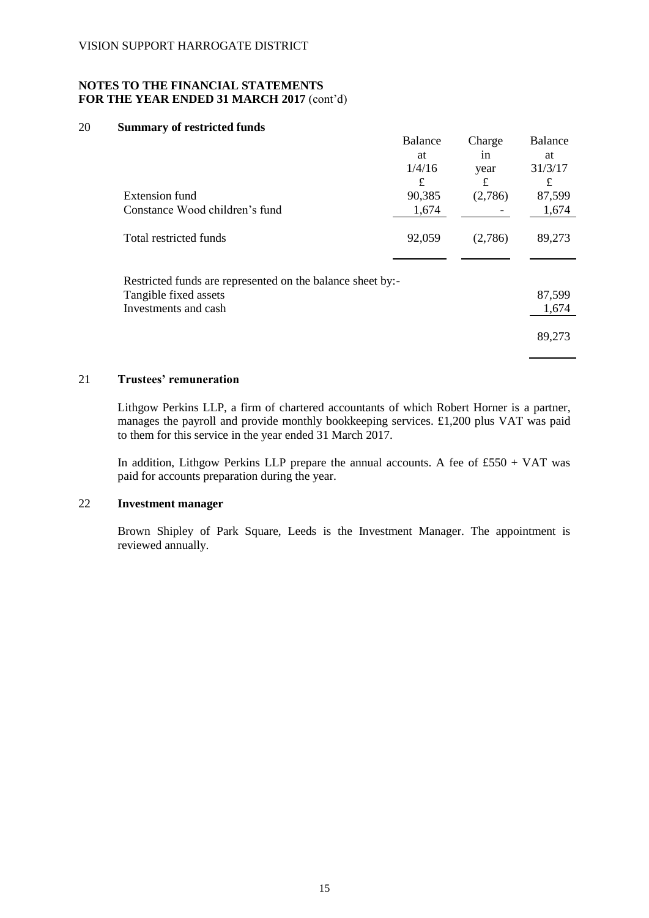VISION SUPPORT HARROGATE DISTRICT

**NOTES TO THE FINANCIAL STATEMENTS**
**FOR THE YEAR ENDED 31 MARCH 2017** (cont'd)

## 20 Summary of restricted funds

| | Balance at 1/4/16 £ | Charge in year £ | Balance at 31/3/17 £ |
|---|---|---|---|
| Extension fund | 90,385 | (2,786) | 87,599 |
| Constance Wood children's fund | 1,674 | - | 1,674 |
| Total restricted funds | 92,059 | (2,786) | 89,273 |

Restricted funds are represented on the balance sheet by:-

| | |
|---|---|
| Tangible fixed assets | 87,599 |
| Investments and cash | 1,674 |
| | 89,273 |

## 21 Trustees' remuneration

Lithgow Perkins LLP, a firm of chartered accountants of which Robert Horner is a partner, manages the payroll and provide monthly bookkeeping services. £1,200 plus VAT was paid to them for this service in the year ended 31 March 2017.

In addition, Lithgow Perkins LLP prepare the annual accounts. A fee of £550 + VAT was paid for accounts preparation during the year.

## 22 Investment manager

Brown Shipley of Park Square, Leeds is the Investment Manager. The appointment is reviewed annually.